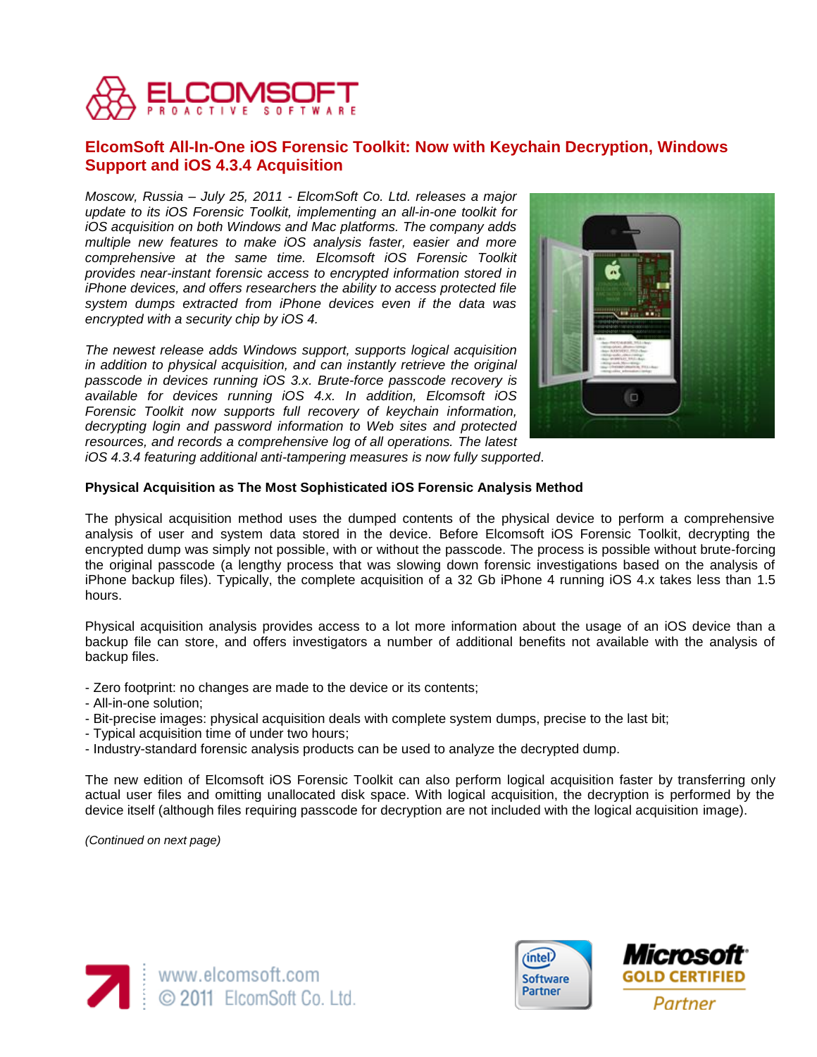# ElcomSoft All-In-One iOS Forensic Toolkit: Now with Keychain Decryption, Windows Support and iOS 4.3.4 Acquisition

*Moscow, Russia – July 25, 2011 - ElcomSoft Co. Ltd. releases a major update to its iOS Forensic Toolkit, implementing an all-in-one toolkit for iOS acquisition on both Windows and Mac platforms. The company adds multiple new features to make iOS analysis faster, easier and more comprehensive at the same time. Elcomsoft iOS Forensic Toolkit provides near-instant forensic access to encrypted information stored in iPhone devices, and offers researchers the ability to access protected file system dumps extracted from iPhone devices even if the data was encrypted with a security chip by iOS 4.*

*The newest release adds Windows support, supports logical acquisition in addition to physical acquisition, and can instantly retrieve the original passcode in devices running iOS 3.x. Brute-force passcode recovery is available for devices running iOS 4.x. In addition, Elcomsoft iOS Forensic Toolkit now supports full recovery of keychain information, decrypting login and password information to Web sites and protected resources, and records a comprehensive log of all operations. The latest iOS 4.3.4 featuring additional anti-tampering measures is now fully supported.*

**Physical Acquisition as The Most Sophisticated iOS Forensic Analysis Method**

The physical acquisition method uses the dumped contents of the physical device to perform a comprehensive analysis of user and system data stored in the device. Before Elcomsoft iOS Forensic Toolkit, decrypting the encrypted dump was simply not possible, with or without the passcode. The process is possible without brute-forcing the original passcode (a lengthy process that was slowing down forensic investigations based on the analysis of iPhone backup files). Typically, the complete acquisition of a 32 Gb iPhone 4 running iOS 4.x takes less than 1.5 hours.

Physical acquisition analysis provides access to a lot more information about the usage of an iOS device than a backup file can store, and offers investigators a number of additional benefits not available with the analysis of backup files.

- Zero footprint: no changes are made to the device or its contents;
- All-in-one solution;
- Bit-precise images: physical acquisition deals with complete system dumps, precise to the last bit;
- Typical acquisition time of under two hours;
- Industry-standard forensic analysis products can be used to analyze the decrypted dump.

The new edition of Elcomsoft iOS Forensic Toolkit can also perform logical acquisition faster by transferring only actual user files and omitting unallocated disk space. With logical acquisition, the decryption is performed by the device itself (although files requiring passcode for decryption are not included with the logical acquisition image).

*(Continued on next page)*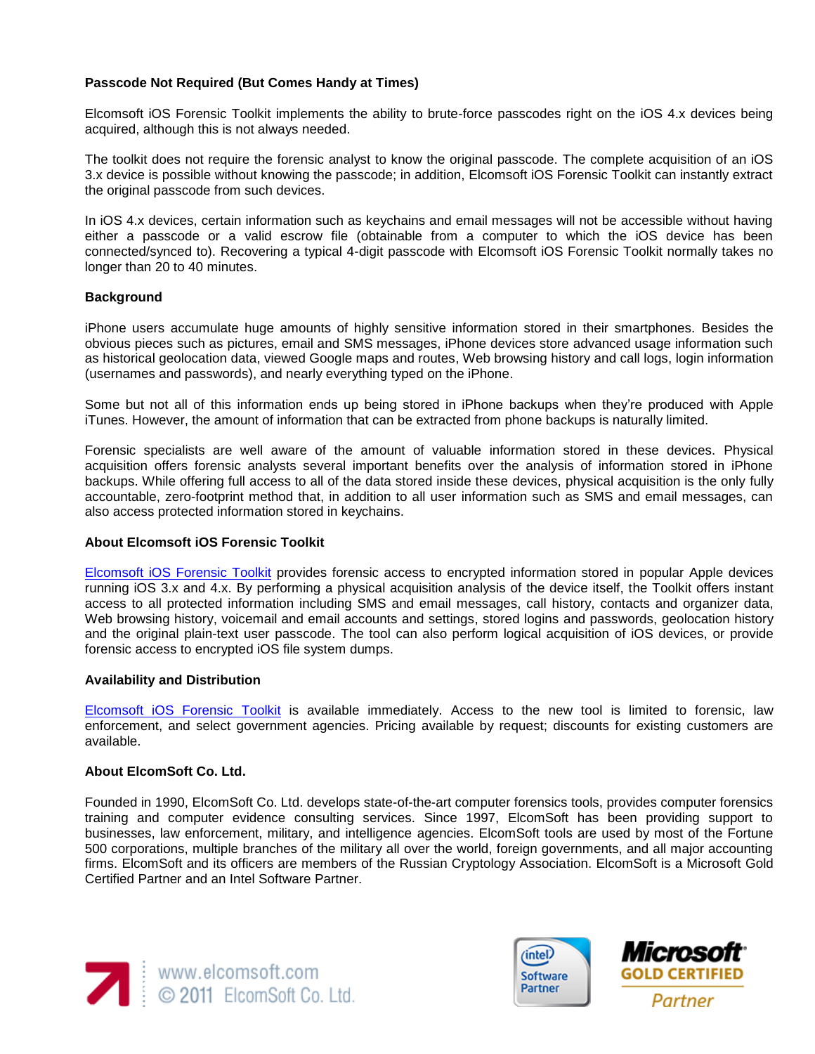**Passcode Not Required (But Comes Handy at Times)**

Elcomsoft iOS Forensic Toolkit implements the ability to brute-force passcodes right on the iOS 4.x devices being acquired, although this is not always needed.

The toolkit does not require the forensic analyst to know the original passcode. The complete acquisition of an iOS 3.x device is possible without knowing the passcode; in addition, Elcomsoft iOS Forensic Toolkit can instantly extract the original passcode from such devices.

In iOS 4.x devices, certain information such as keychains and email messages will not be accessible without having either a passcode or a valid escrow file (obtainable from a computer to which the iOS device has been connected/synced to). Recovering a typical 4-digit passcode with Elcomsoft iOS Forensic Toolkit normally takes no longer than 20 to 40 minutes.

**Background**

iPhone users accumulate huge amounts of highly sensitive information stored in their smartphones. Besides the obvious pieces such as pictures, email and SMS messages, iPhone devices store advanced usage information such as historical geolocation data, viewed Google maps and routes, Web browsing history and call logs, login information (usernames and passwords), and nearly everything typed on the iPhone.

Some but not all of this information ends up being stored in iPhone backups when they're produced with Apple iTunes. However, the amount of information that can be extracted from phone backups is naturally limited.

Forensic specialists are well aware of the amount of valuable information stored in these devices. Physical acquisition offers forensic analysts several important benefits over the analysis of information stored in iPhone backups. While offering full access to all of the data stored inside these devices, physical acquisition is the only fully accountable, zero-footprint method that, in addition to all user information such as SMS and email messages, can also access protected information stored in keychains.

**About Elcomsoft iOS Forensic Toolkit**

Elcomsoft iOS Forensic Toolkit provides forensic access to encrypted information stored in popular Apple devices running iOS 3.x and 4.x. By performing a physical acquisition analysis of the device itself, the Toolkit offers instant access to all protected information including SMS and email messages, call history, contacts and organizer data, Web browsing history, voicemail and email accounts and settings, stored logins and passwords, geolocation history and the original plain-text user passcode. The tool can also perform logical acquisition of iOS devices, or provide forensic access to encrypted iOS file system dumps.

**Availability and Distribution**

Elcomsoft iOS Forensic Toolkit is available immediately. Access to the new tool is limited to forensic, law enforcement, and select government agencies. Pricing available by request; discounts for existing customers are available.

**About ElcomSoft Co. Ltd.**

Founded in 1990, ElcomSoft Co. Ltd. develops state-of-the-art computer forensics tools, provides computer forensics training and computer evidence consulting services. Since 1997, ElcomSoft has been providing support to businesses, law enforcement, military, and intelligence agencies. ElcomSoft tools are used by most of the Fortune 500 corporations, multiple branches of the military all over the world, foreign governments, and all major accounting firms. ElcomSoft and its officers are members of the Russian Cryptology Association. ElcomSoft is a Microsoft Gold Certified Partner and an Intel Software Partner.

www.elcomsoft.com
© 2011 ElcomSoft Co. Ltd.

intel Software Partner

Microsoft GOLD CERTIFIED Partner